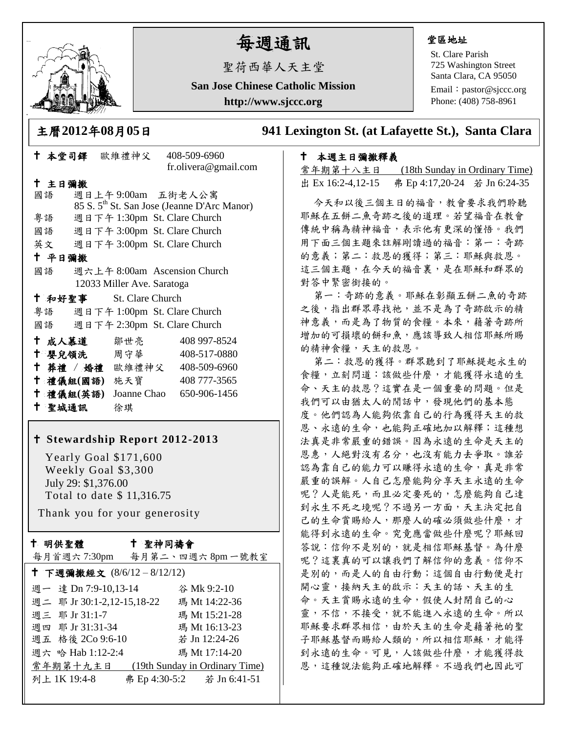# 每週通訊

聖荷西華人天主堂

**San Jose Chinese Catholic Mission**

**http://www.sjccc.org**

**堂區地址**

St. Clare Parish
725 Washington Street
Santa Clara, CA 95050
Email：pastor@sjccc.org
Phone: (408) 758-8961

## 主曆2012年08月05日　　941 Lexington St. (at Lafayette St.), Santa Clara

**✝ 本堂司鐸**　歐維禮神父　408-509-6960
fr.olivera@gmail.com

**✝ 主日彌撒**

國語　週日上午 9:00am　五街老人公寓
85 S. 5th St. San Jose (Jeanne D'Arc Manor)
粵語　週日下午 1:30pm St. Clare Church
國語　週日下午 3:00pm St. Clare Church
英文　週日下午 3:00pm St. Clare Church

**✝ 平日彌撒**

國語　週六上午 8:00am Ascension Church
12033 Miller Ave. Saratoga

**✝ 和好聖事**　St. Clare Church

粵語　週日下午 1:00pm St. Clare Church
國語　週日下午 2:30pm St. Clare Church

| | | |
|---|---|---|
| ✝ **成人慕道** | 鄒世亮 | 408 997-8524 |
| ✝ **嬰兒領洗** | 周守華 | 408-517-0880 |
| ✝ **葬禮 / 婚禮** | 歐維禮神父 | 408-509-6960 |
| ✝ **禮儀組(國語)** | 施天寶 | 408 777-3565 |
| ✝ **禮儀組(英語)** | Joanne Chao | 650-906-1456 |
| ✝ **聖城通訊** | 徐琪 | |

**✝ Stewardship Report 2012-2013**

Yearly Goal $171,600
Weekly Goal $3,300
July 29: $1,376.00
Total to date $ 11,316.75

Thank you for your generosity

**✝ 明供聖體**　每月首週六 7:30pm

**✝ 聖神同禱會**　每月第二、四週六 8pm 一號教室

**✝ 下週彌撒經文** (8/6/12 – 8/12/12)

| | | |
|---|---|---|
| 週一 | 達 Dn 7:9-10,13-14 | 谷 Mk 9:2-10 |
| 週二 | 耶 Jr 30:1-2,12-15,18-22 | 瑪 Mt 14:22-36 |
| 週三 | 耶 Jr 31:1-7 | 瑪 Mt 15:21-28 |
| 週四 | 耶 Jr 31:31-34 | 瑪 Mt 16:13-23 |
| 週五 | 格後 2Co 9:6-10 | 若 Jn 12:24-26 |
| 週六 | 哈 Hab 1:12-2:4 | 瑪 Mt 17:14-20 |

常年期第十九主日　(19th Sunday in Ordinary Time)
列上 1K 19:4-8　弗 Ep 4:30-5:2　若 Jn 6:41-51

**✝ 本週主日彌撒釋義**

常年期第十八主日　(18th Sunday in Ordinary Time)
出 Ex 16:2-4,12-15　弗 Ep 4:17,20-24　若 Jn 6:24-35

今天和以後三個主日的福音，教會要求我們聆聽耶穌在五餅二魚奇跡之後的道理。若望福音在教會傳統中稱為精神福音，表示他有更深的懂悟。我們用下面三個主題來註解剛讀過的福音：第一：奇跡的意義；第二：救恩的獲得；第三：耶穌與救恩。這三個主題，在今天的福音裏，是在耶穌和群眾的對答中緊密銜接的。

第一：奇跡的意義。耶穌在彰顯五餅二魚的奇跡之後，指出群眾尋找祂，並不是為了奇跡啟示的精神意義，而是為了物質的食糧。本來，藉著奇跡所增加的可損壞的餅和魚，應該導致人相信耶穌所賜的精神食糧，天主的救恩。

第二：救恩的獲得。群眾聽到了耶穌提起永生的食糧，立刻問道：該做些什麼，才能獲得永遠的生命、天主的救恩？這實在是一個重要的問題。但是我們可以由猶太人的問話中，發現他們的基本態度。他們認為人能夠依靠自己的行為獲得天主的救恩、永遠的生命，也能夠正確地加以解釋；這種想法真是非常嚴重的錯誤。因為永遠的生命是天主的恩惠，人絕對沒有名分，也沒有能力去爭取。誰若認為靠自己的能力可以賺得永遠的生命，真是非常嚴重的誤解。人自己怎麼能夠分享天主永遠的生命呢？人是能死，而且必定要死的，怎麼能夠自己達到永生不死之境呢？不過另一方面，天主決定把自己的生命賞賜給人，那麼人的確必須做些什麼，才能得到永遠的生命。究竟應當做些什麼呢？耶穌回答說：信仰不是別的，就是相信耶穌基督。為什麼呢？這裏真的可以讓我們了解信仰的意義。信仰不是別的，而是人的自由行動；這個自由行動便是打開心靈，接納天主的啟示：天主的話、天主的生命。天主賞賜永遠的生命，假使人封閉自己的心靈，不信，不接受，就不能進入永遠的生命。所以耶穌要求群眾相信，由於天主的生命是藉著祂的聖子耶穌基督而賜給人類的，所以相信耶穌，才能得到永遠的生命。可見，人該做些什麼，才能獲得救恩，這種說法能夠正確地解釋。不過我們也因此可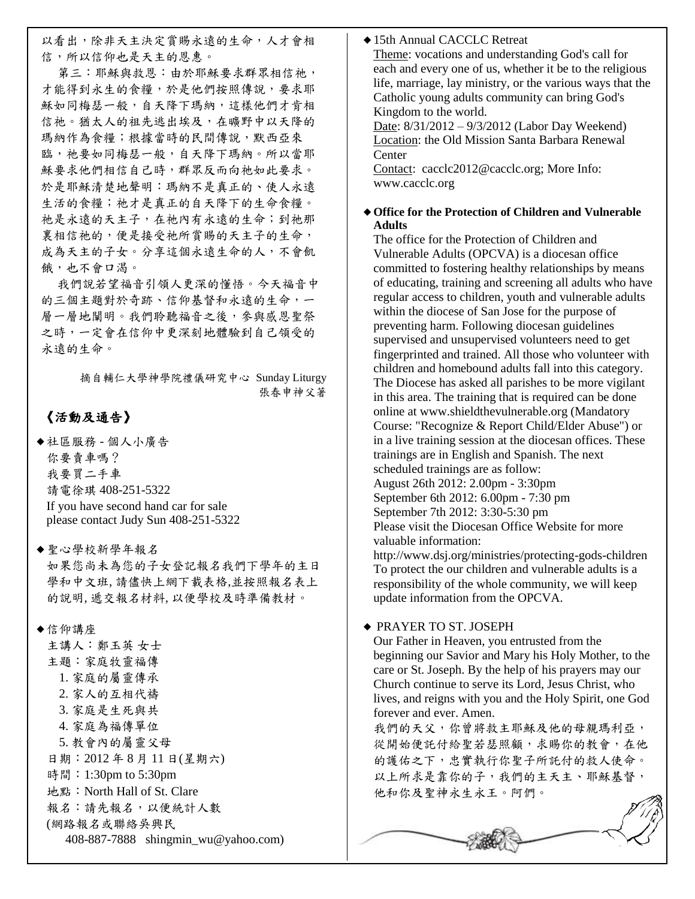以看出，除非天主決定賞賜永遠的生命，人才會相信，所以信仰也是天主的恩惠。

第三：耶穌與救恩：由於耶穌要求群眾相信祂，才能得到永生的食糧，於是他們按照傳說，要求耶穌如同梅瑟一般，自天降下瑪納，這樣他們才肯相信祂。猶太人的祖先逃出埃及，在曠野中以天降的瑪納作為食糧；根據當時的民間傳說，默西亞來臨，祂要如同梅瑟一般，自天降下瑪納。所以當耶穌要求他們相信自己時，群眾反而向祂如此要求。於是耶穌清楚地聲明：瑪納不是真正的、使人永遠生活的食糧；祂才是真正的自天降下的生命食糧。祂是永遠的天主子，在祂內有永遠的生命；到祂那裏相信祂的，便是接受祂所賞賜的天主子的生命，成為天主的子女。分享這個永遠生命的人，不會飢餓，也不會口渴。

我們說若望福音引領人更深的懂悟。今天福音中的三個主題對於奇跡、信仰基督和永遠的生命，一層一層地闡明。我們聆聽福音之後，參與感恩聖祭之時，一定會在信仰中更深刻地體驗到自己領受的永遠的生命。

摘自輔仁大學神學院禮儀研究中心 Sunday Liturgy
張春申神父著

## 《活動及通告》

◆社區服務 - 個人小廣告
你要賣車嗎？
我要買二手車
請電徐琪 408-251-5322
If you have second hand car for sale
please contact Judy Sun 408-251-5322

◆聖心學校新學年報名
如果您尚未為您的子女登記報名我們下學年的主日學和中文班, 請儘快上網下載表格,並按照報名表上的說明, 遞交報名材料, 以便學校及時準備教材。

◆信仰講座
主講人：鄭玉英 女士
主題：家庭牧靈福傳
1. 家庭的屬靈傳承
2. 家人的互相代禱
3. 家庭是生死與共
4. 家庭為福傳單位
5. 教會內的屬靈父母
日期：2012 年 8 月 11 日(星期六)
時間：1:30pm to 5:30pm
地點：North Hall of St. Clare
報名：請先報名，以便統計人數
(網路報名或聯絡吳興民
408-887-7888 shingmin_wu@yahoo.com)

◆15th Annual CACCLC Retreat
Theme: vocations and understanding God's call for each and every one of us, whether it be to the religious life, marriage, lay ministry, or the various ways that the Catholic young adults community can bring God's Kingdom to the world.
Date: 8/31/2012 – 9/3/2012 (Labor Day Weekend)
Location: the Old Mission Santa Barbara Renewal Center
Contact: cacclc2012@cacclc.org; More Info: www.cacclc.org

◆**Office for the Protection of Children and Vulnerable Adults**
The office for the Protection of Children and Vulnerable Adults (OPCVA) is a diocesan office committed to fostering healthy relationships by means of educating, training and screening all adults who have regular access to children, youth and vulnerable adults within the diocese of San Jose for the purpose of preventing harm. Following diocesan guidelines supervised and unsupervised volunteers need to get fingerprinted and trained. All those who volunteer with children and homebound adults fall into this category. The Diocese has asked all parishes to be more vigilant in this area. The training that is required can be done online at www.shieldthevulnerable.org (Mandatory Course: "Recognize & Report Child/Elder Abuse") or in a live training session at the diocesan offices. These trainings are in English and Spanish. The next scheduled trainings are as follow:
August 26th 2012: 2.00pm - 3:30pm
September 6th 2012: 6.00pm - 7:30 pm
September 7th 2012: 3:30-5:30 pm
Please visit the Diocesan Office Website for more valuable information:
http://www.dsj.org/ministries/protecting-gods-children
To protect the our children and vulnerable adults is a responsibility of the whole community, we will keep update information from the OPCVA.

◆ PRAYER TO ST. JOSEPH
Our Father in Heaven, you entrusted from the beginning our Savior and Mary his Holy Mother, to the care or St. Joseph. By the help of his prayers may our Church continue to serve its Lord, Jesus Christ, who lives, and reigns with you and the Holy Spirit, one God forever and ever. Amen.
我們的天父，你曾將救主耶穌及他的母親瑪利亞，從開始便託付給聖若瑟照顧，求賜你的教會，在他的護佑之下，忠實執行你聖子所託付的救人使命。以上所求是靠你的子，我們的主天主、耶穌基督，他和你及聖神永生永王。阿們。